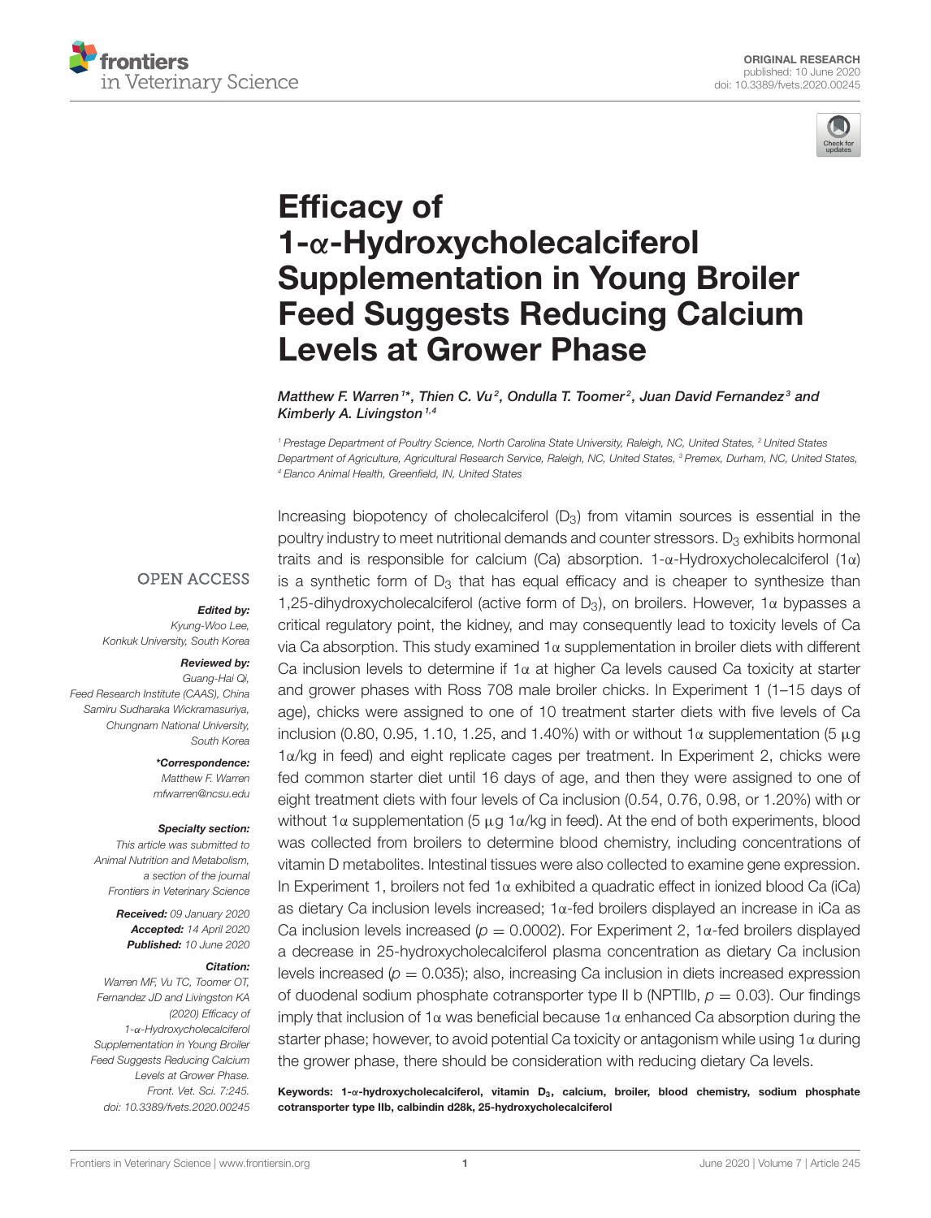ORIGINAL RESEARCH
published: 10 June 2020
doi: 10.3389/fvets.2020.00245

# Efficacy of 1-α-Hydroxycholecalciferol Supplementation in Young Broiler Feed Suggests Reducing Calcium Levels at Grower Phase

*Matthew F. Warren[1]\*, Thien C. Vu[2], Ondulla T. Toomer[2], Juan David Fernandez[3] and Kimberly A. Livingston[1,4]*

[1] Prestage Department of Poultry Science, North Carolina State University, Raleigh, NC, United States, [2] United States Department of Agriculture, Agricultural Research Service, Raleigh, NC, United States, [3] Premex, Durham, NC, United States, [4] Elanco Animal Health, Greenfield, IN, United States

OPEN ACCESS

***Edited by:***
Kyung-Woo Lee, Konkuk University, South Korea

***Reviewed by:***
Guang-Hai Qi, Feed Research Institute (CAAS), China
Samiru Sudharaka Wickramasuriya, Chungnam National University, South Korea

***\*Correspondence:***
Matthew F. Warren
mfwarren@ncsu.edu

***Specialty section:***
This article was submitted to Animal Nutrition and Metabolism, a section of the journal Frontiers in Veterinary Science

***Received:*** 09 January 2020
***Accepted:*** 14 April 2020
***Published:*** 10 June 2020

***Citation:***
Warren MF, Vu TC, Toomer OT, Fernandez JD and Livingston KA (2020) Efficacy of 1-α-Hydroxycholecalciferol Supplementation in Young Broiler Feed Suggests Reducing Calcium Levels at Grower Phase. Front. Vet. Sci. 7:245. doi: 10.3389/fvets.2020.00245

Increasing biopotency of cholecalciferol ($D_3$) from vitamin sources is essential in the poultry industry to meet nutritional demands and counter stressors. $D_3$ exhibits hormonal traits and is responsible for calcium (Ca) absorption. 1-α-Hydroxycholecalciferol (1α) is a synthetic form of $D_3$ that has equal efficacy and is cheaper to synthesize than 1,25-dihydroxycholecalciferol (active form of $D_3$), on broilers. However, 1α bypasses a critical regulatory point, the kidney, and may consequently lead to toxicity levels of Ca via Ca absorption. This study examined 1α supplementation in broiler diets with different Ca inclusion levels to determine if 1α at higher Ca levels caused Ca toxicity at starter and grower phases with Ross 708 male broiler chicks. In Experiment 1 (1–15 days of age), chicks were assigned to one of 10 treatment starter diets with five levels of Ca inclusion (0.80, 0.95, 1.10, 1.25, and 1.40%) with or without 1α supplementation (5 μg 1α/kg in feed) and eight replicate cages per treatment. In Experiment 2, chicks were fed common starter diet until 16 days of age, and then they were assigned to one of eight treatment diets with four levels of Ca inclusion (0.54, 0.76, 0.98, or 1.20%) with or without 1α supplementation (5 μg 1α/kg in feed). At the end of both experiments, blood was collected from broilers to determine blood chemistry, including concentrations of vitamin D metabolites. Intestinal tissues were also collected to examine gene expression. In Experiment 1, broilers not fed 1α exhibited a quadratic effect in ionized blood Ca (iCa) as dietary Ca inclusion levels increased; 1α-fed broilers displayed an increase in iCa as Ca inclusion levels increased ($p = 0.0002$). For Experiment 2, 1α-fed broilers displayed a decrease in 25-hydroxycholecalciferol plasma concentration as dietary Ca inclusion levels increased ($p = 0.035$); also, increasing Ca inclusion in diets increased expression of duodenal sodium phosphate cotransporter type II b (NPTIIb, $p = 0.03$). Our findings imply that inclusion of 1α was beneficial because 1α enhanced Ca absorption during the starter phase; however, to avoid potential Ca toxicity or antagonism while using 1α during the grower phase, there should be consideration with reducing dietary Ca levels.

**Keywords: 1-α-hydroxycholecalciferol, vitamin $D_3$, calcium, broiler, blood chemistry, sodium phosphate cotransporter type IIb, calbindin d28k, 25-hydroxycholecalciferol**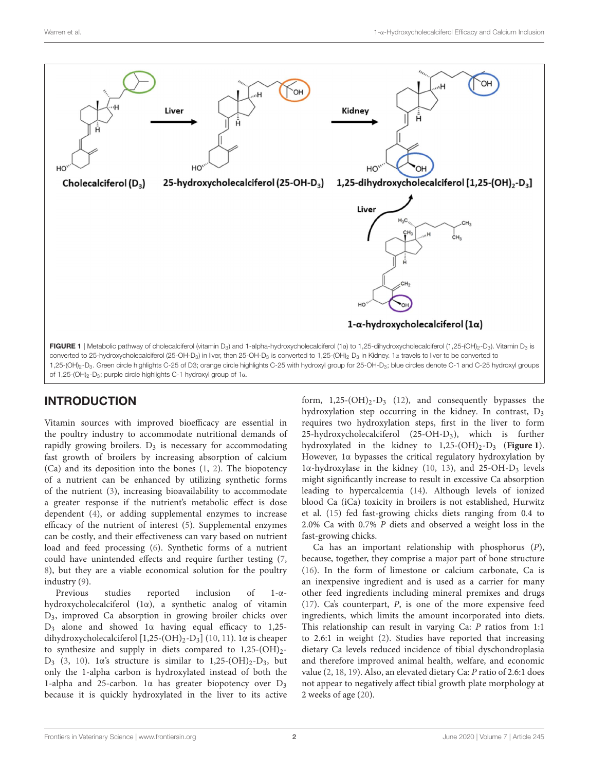FIGURE 1 | Metabolic pathway of cholecalciferol (vitamin $D_3$) and 1-alpha-hydroxycholecalciferol (1α) to 1,25-dihydroxycholecalciferol (1,25-$(OH)_2$-$D_3$). Vitamin $D_3$ is converted to 25-hydroxycholecalciferol (25-OH-$D_3$) in liver, then 25-OH-$D_3$ is converted to 1,25-$(OH)_2$ $D_3$ in Kidney. 1α travels to liver to be converted to 1,25-$(OH)_2$-$D_3$. Green circle highlights C-25 of D3; orange circle highlights C-25 with hydroxyl group for 25-OH-$D_3$; blue circles denote C-1 and C-25 hydroxyl groups of 1,25-$(OH)_2$-$D_3$; purple circle highlights C-1 hydroxyl group of 1α.

## INTRODUCTION

Vitamin sources with improved bioefficacy are essential in the poultry industry to accommodate nutritional demands of rapidly growing broilers. $D_3$ is necessary for accommodating fast growth of broilers by increasing absorption of calcium (Ca) and its deposition into the bones (1, 2). The biopotency of a nutrient can be enhanced by utilizing synthetic forms of the nutrient (3), increasing bioavailability to accommodate a greater response if the nutrient's metabolic effect is dose dependent (4), or adding supplemental enzymes to increase efficacy of the nutrient of interest (5). Supplemental enzymes can be costly, and their effectiveness can vary based on nutrient load and feed processing (6). Synthetic forms of a nutrient could have unintended effects and require further testing (7, 8), but they are a viable economical solution for the poultry industry (9).

Previous studies reported inclusion of 1-α-hydroxycholecalciferol (1α), a synthetic analog of vitamin $D_3$, improved Ca absorption in growing broiler chicks over $D_3$ alone and showed 1α having equal efficacy to 1,25-dihydroxycholecalciferol [1,25-$(OH)_2$-$D_3$] (10, 11). 1α is cheaper to synthesize and supply in diets compared to 1,25-$(OH)_2$-$D_3$ (3, 10). 1α's structure is similar to 1,25-$(OH)_2$-$D_3$, but only the 1-alpha carbon is hydroxylated instead of both the 1-alpha and 25-carbon. 1α has greater biopotency over $D_3$ because it is quickly hydroxylated in the liver to its active form, 1,25-$(OH)_2$-$D_3$ (12), and consequently bypasses the hydroxylation step occurring in the kidney. In contrast, $D_3$ requires two hydroxylation steps, first in the liver to form 25-hydroxycholecalciferol (25-OH-$D_3$), which is further hydroxylated in the kidney to 1,25-$(OH)_2$-$D_3$ (**Figure 1**). However, 1α bypasses the critical regulatory hydroxylation by 1α-hydroxylase in the kidney (10, 13), and 25-OH-$D_3$ levels might significantly increase to result in excessive Ca absorption leading to hypercalcemia (14). Although levels of ionized blood Ca (iCa) toxicity in broilers is not established, Hurwitz et al. (15) fed fast-growing chicks diets ranging from 0.4 to 2.0% Ca with 0.7% *P* diets and observed a weight loss in the fast-growing chicks.

Ca has an important relationship with phosphorus (*P*), because, together, they comprise a major part of bone structure (16). In the form of limestone or calcium carbonate, Ca is an inexpensive ingredient and is used as a carrier for many other feed ingredients including mineral premixes and drugs (17). Ca's counterpart, *P*, is one of the more expensive feed ingredients, which limits the amount incorporated into diets. This relationship can result in varying Ca: *P* ratios from 1:1 to 2.6:1 in weight (2). Studies have reported that increasing dietary Ca levels reduced incidence of tibial dyschondroplasia and therefore improved animal health, welfare, and economic value (2, 18, 19). Also, an elevated dietary Ca: *P* ratio of 2.6:1 does not appear to negatively affect tibial growth plate morphology at 2 weeks of age (20).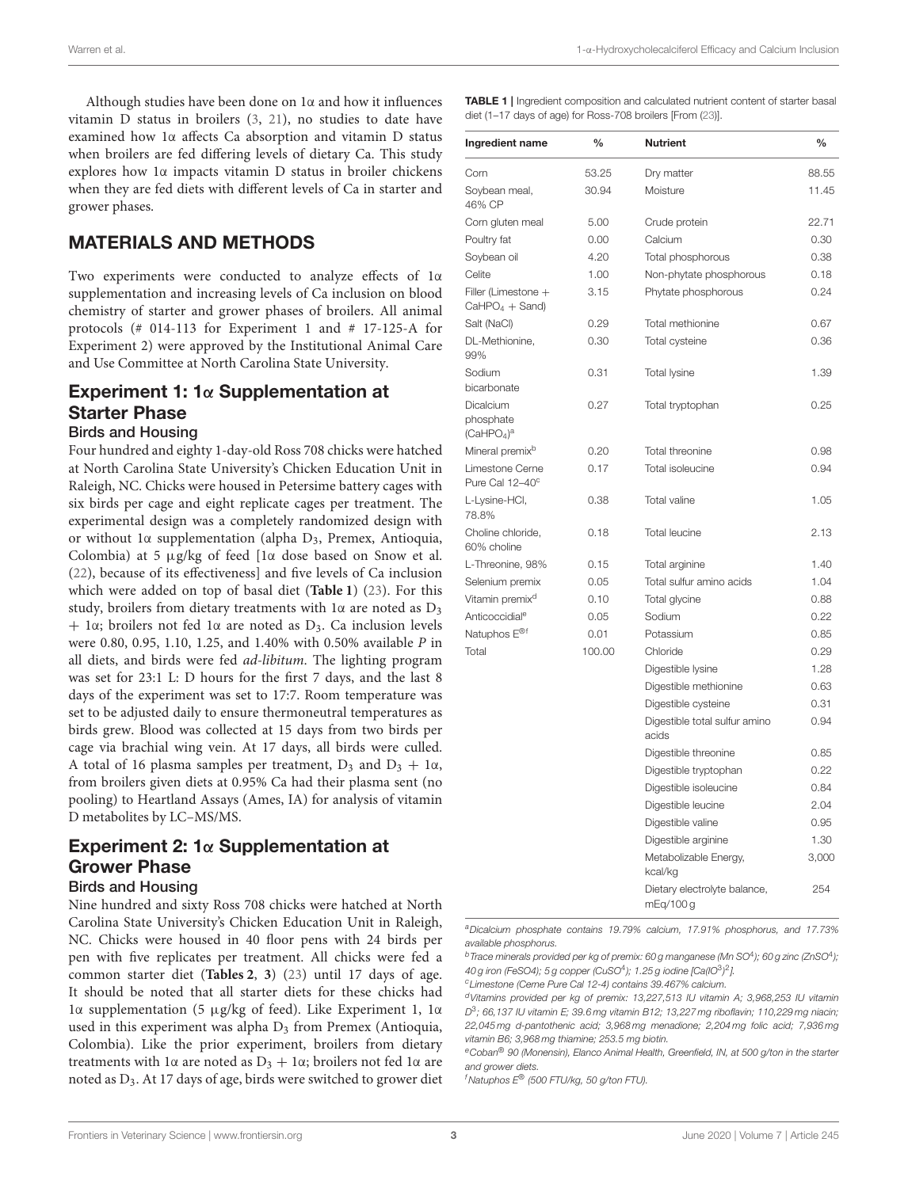Although studies have been done on 1α and how it influences vitamin D status in broilers (3, 21), no studies to date have examined how 1α affects Ca absorption and vitamin D status when broilers are fed differing levels of dietary Ca. This study explores how 1α impacts vitamin D status in broiler chickens when they are fed diets with different levels of Ca in starter and grower phases.

## MATERIALS AND METHODS

Two experiments were conducted to analyze effects of 1α supplementation and increasing levels of Ca inclusion on blood chemistry of starter and grower phases of broilers. All animal protocols (# 014-113 for Experiment 1 and # 17-125-A for Experiment 2) were approved by the Institutional Animal Care and Use Committee at North Carolina State University.

### Experiment 1: 1α Supplementation at Starter Phase

#### Birds and Housing

Four hundred and eighty 1-day-old Ross 708 chicks were hatched at North Carolina State University's Chicken Education Unit in Raleigh, NC. Chicks were housed in Petersime battery cages with six birds per cage and eight replicate cages per treatment. The experimental design was a completely randomized design with or without 1α supplementation (alpha $D_3$, Premex, Antioquia, Colombia) at 5 μg/kg of feed [1α dose based on Snow et al. (22), because of its effectiveness] and five levels of Ca inclusion which were added on top of basal diet (**Table 1**) (23). For this study, broilers from dietary treatments with 1α are noted as $D_3$ + 1α; broilers not fed 1α are noted as $D_3$. Ca inclusion levels were 0.80, 0.95, 1.10, 1.25, and 1.40% with 0.50% available *P* in all diets, and birds were fed *ad-libitum*. The lighting program was set for 23:1 L: D hours for the first 7 days, and the last 8 days of the experiment was set to 17:7. Room temperature was set to be adjusted daily to ensure thermoneutral temperatures as birds grew. Blood was collected at 15 days from two birds per cage via brachial wing vein. At 17 days, all birds were culled. A total of 16 plasma samples per treatment, $D_3$ and $D_3$ + 1α, from broilers given diets at 0.95% Ca had their plasma sent (no pooling) to Heartland Assays (Ames, IA) for analysis of vitamin D metabolites by LC–MS/MS.

### Experiment 2: 1α Supplementation at Grower Phase

#### Birds and Housing

Nine hundred and sixty Ross 708 chicks were hatched at North Carolina State University's Chicken Education Unit in Raleigh, NC. Chicks were housed in 40 floor pens with 24 birds per pen with five replicates per treatment. All chicks were fed a common starter diet (**Tables 2**, **3**) (23) until 17 days of age. It should be noted that all starter diets for these chicks had 1α supplementation (5 μg/kg of feed). Like Experiment 1, 1α used in this experiment was alpha $D_3$ from Premex (Antioquia, Colombia). Like the prior experiment, broilers from dietary treatments with 1α are noted as $D_3$ + 1α; broilers not fed 1α are noted as $D_3$. At 17 days of age, birds were switched to grower diet

**TABLE 1 |** Ingredient composition and calculated nutrient content of starter basal diet (1–17 days of age) for Ross-708 broilers [From (23)].

| Ingredient name | % | Nutrient | % |
|---|---|---|---|
| Corn | 53.25 | Dry matter | 88.55 |
| Soybean meal, 46% CP | 30.94 | Moisture | 11.45 |
| Corn gluten meal | 5.00 | Crude protein | 22.71 |
| Poultry fat | 0.00 | Calcium | 0.30 |
| Soybean oil | 4.20 | Total phosphorous | 0.38 |
| Celite | 1.00 | Non-phytate phosphorous | 0.18 |
| Filler (Limestone + $CaHPO_4$ + Sand) | 3.15 | Phytate phosphorous | 0.24 |
| Salt (NaCl) | 0.29 | Total methionine | 0.67 |
| DL-Methionine, 99% | 0.30 | Total cysteine | 0.36 |
| Sodium bicarbonate | 0.31 | Total lysine | 1.39 |
| Dicalcium phosphate ($CaHPO_4$)[a] | 0.27 | Total tryptophan | 0.25 |
| Mineral premix[b] | 0.20 | Total threonine | 0.98 |
| Limestone Cerne Pure Cal 12–40[c] | 0.17 | Total isoleucine | 0.94 |
| L-Lysine-HCl, 78.8% | 0.38 | Total valine | 1.05 |
| Choline chloride, 60% choline | 0.18 | Total leucine | 2.13 |
| L-Threonine, 98% | 0.15 | Total arginine | 1.40 |
| Selenium premix | 0.05 | Total sulfur amino acids | 1.04 |
| Vitamin premix[d] | 0.10 | Total glycine | 0.88 |
| Anticoccidial[e] | 0.05 | Sodium | 0.22 |
| Natuphos E®[f] | 0.01 | Potassium | 0.85 |
| Total | 100.00 | Chloride | 0.29 |
| | | Digestible lysine | 1.28 |
| | | Digestible methionine | 0.63 |
| | | Digestible cysteine | 0.31 |
| | | Digestible total sulfur amino acids | 0.94 |
| | | Digestible threonine | 0.85 |
| | | Digestible tryptophan | 0.22 |
| | | Digestible isoleucine | 0.84 |
| | | Digestible leucine | 2.04 |
| | | Digestible valine | 0.95 |
| | | Digestible arginine | 1.30 |
| | | Metabolizable Energy, kcal/kg | 3,000 |
| | | Dietary electrolyte balance, mEq/100 g | 254 |

[a]*Dicalcium phosphate contains 19.79% calcium, 17.91% phosphorus, and 17.73% available phosphorus.*
[b]*Trace minerals provided per kg of premix: 60 g manganese (Mn $SO^4$); 60 g zinc ($ZnSO^4$); 40 g iron ($FeSO4$); 5 g copper ($CuSO^4$); 1.25 g iodine [$Ca(IO^3)^2$].*
[c]*Limestone (Cerne Pure Cal 12-4) contains 39.467% calcium.*
[d]*Vitamins provided per kg of premix: 13,227,513 IU vitamin A; 3,968,253 IU vitamin $D^3$; 66,137 IU vitamin E; 39.6 mg vitamin B12; 13,227 mg riboflavin; 110,229 mg niacin; 22,045 mg d-pantothenic acid; 3,968 mg menadione; 2,204 mg folic acid; 7,936 mg vitamin B6; 3,968 mg thiamine; 253.5 mg biotin.*
[e]*Coban® 90 (Monensin), Elanco Animal Health, Greenfield, IN, at 500 g/ton in the starter and grower diets.*
[f]*Natuphos E® (500 FTU/kg, 50 g/ton FTU).*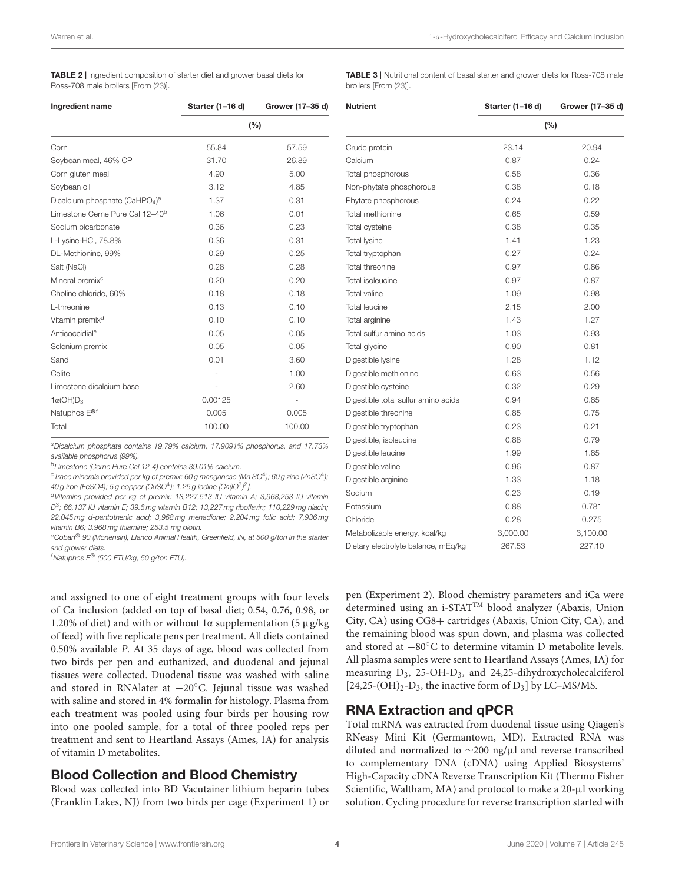**TABLE 2 |** Ingredient composition of starter diet and grower basal diets for Ross-708 male broilers [From (23)].

| Ingredient name | Starter (1–16 d) | Grower (17–35 d) |
|---|---|---|
| | (%) | |
| Corn | 55.84 | 57.59 |
| Soybean meal, 46% CP | 31.70 | 26.89 |
| Corn gluten meal | 4.90 | 5.00 |
| Soybean oil | 3.12 | 4.85 |
| Dicalcium phosphate ($CaHPO_4$)[a] | 1.37 | 0.31 |
| Limestone Cerne Pure Cal 12–40[b] | 1.06 | 0.01 |
| Sodium bicarbonate | 0.36 | 0.23 |
| L-Lysine-HCl, 78.8% | 0.36 | 0.31 |
| DL-Methionine, 99% | 0.29 | 0.25 |
| Salt (NaCl) | 0.28 | 0.28 |
| Mineral premix[c] | 0.20 | 0.20 |
| Choline chloride, 60% | 0.18 | 0.18 |
| L-threonine | 0.13 | 0.10 |
| Vitamin premix[d] | 0.10 | 0.10 |
| Anticoccidial[e] | 0.05 | 0.05 |
| Selenium premix | 0.05 | 0.05 |
| Sand | 0.01 | 3.60 |
| Celite | - | 1.00 |
| Limestone dicalcium base | - | 2.60 |
| $1\alpha(OH)D_3$ | 0.00125 | - |
| Natuphos E®[f] | 0.005 | 0.005 |
| Total | 100.00 | 100.00 |

[a]Dicalcium phosphate contains 19.79% calcium, 17.9091% phosphorus, and 17.73% available phosphorus (99%).
[b]Limestone (Cerne Pure Cal 12-4) contains 39.01% calcium.
[c]Trace minerals provided per kg of premix: 60 g manganese ($MnSO^4$); 60 g zinc ($ZnSO^4$); 40 g iron (FeSO4); 5 g copper ($CuSO^4$); 1.25 g iodine [$Ca(IO^3)^2$].
[d]Vitamins provided per kg of premix: 13,227,513 IU vitamin A; 3,968,253 IU vitamin $D^3$; 66,137 IU vitamin E; 39.6 mg vitamin B12; 13,227 mg riboflavin; 110,229 mg niacin; 22,045 mg d-pantothenic acid; 3,968 mg menadione; 2,204 mg folic acid; 7,936 mg vitamin B6; 3,968 mg thiamine; 253.5 mg biotin.
[e]Coban® 90 (Monensin), Elanco Animal Health, Greenfield, IN, at 500 g/ton in the starter and grower diets.
[f]Natuphos E® (500 FTU/kg, 50 g/ton FTU).

**TABLE 3 |** Nutritional content of basal starter and grower diets for Ross-708 male broilers [From (23)].

| Nutrient | Starter (1–16 d) | Grower (17–35 d) |
|---|---|---|
| | (%) | |
| Crude protein | 23.14 | 20.94 |
| Calcium | 0.87 | 0.24 |
| Total phosphorous | 0.58 | 0.36 |
| Non-phytate phosphorous | 0.38 | 0.18 |
| Phytate phosphorous | 0.24 | 0.22 |
| Total methionine | 0.65 | 0.59 |
| Total cysteine | 0.38 | 0.35 |
| Total lysine | 1.41 | 1.23 |
| Total tryptophan | 0.27 | 0.24 |
| Total threonine | 0.97 | 0.86 |
| Total isoleucine | 0.97 | 0.87 |
| Total valine | 1.09 | 0.98 |
| Total leucine | 2.15 | 2.00 |
| Total arginine | 1.43 | 1.27 |
| Total sulfur amino acids | 1.03 | 0.93 |
| Total glycine | 0.90 | 0.81 |
| Digestible lysine | 1.28 | 1.12 |
| Digestible methionine | 0.63 | 0.56 |
| Digestible cysteine | 0.32 | 0.29 |
| Digestible total sulfur amino acids | 0.94 | 0.85 |
| Digestible threonine | 0.85 | 0.75 |
| Digestible tryptophan | 0.23 | 0.21 |
| Digestible, isoleucine | 0.88 | 0.79 |
| Digestible leucine | 1.99 | 1.85 |
| Digestible valine | 0.96 | 0.87 |
| Digestible arginine | 1.33 | 1.18 |
| Sodium | 0.23 | 0.19 |
| Potassium | 0.88 | 0.781 |
| Chloride | 0.28 | 0.275 |
| Metabolizable energy, kcal/kg | 3,000.00 | 3,100.00 |
| Dietary electrolyte balance, mEq/kg | 267.53 | 227.10 |

and assigned to one of eight treatment groups with four levels of Ca inclusion (added on top of basal diet; 0.54, 0.76, 0.98, or 1.20% of diet) and with or without 1α supplementation (5 µg/kg of feed) with five replicate pens per treatment. All diets contained 0.50% available *P*. At 35 days of age, blood was collected from two birds per pen and euthanized, and duodenal and jejunal tissues were collected. Duodenal tissue was washed with saline and stored in RNAlater at −20°C. Jejunal tissue was washed with saline and stored in 4% formalin for histology. Plasma from each treatment was pooled using four birds per housing row into one pooled sample, for a total of three pooled reps per treatment and sent to Heartland Assays (Ames, IA) for analysis of vitamin D metabolites.

## Blood Collection and Blood Chemistry

Blood was collected into BD Vacutainer lithium heparin tubes (Franklin Lakes, NJ) from two birds per cage (Experiment 1) or pen (Experiment 2). Blood chemistry parameters and iCa were determined using an i-STAT™ blood analyzer (Abaxis, Union City, CA) using CG8+ cartridges (Abaxis, Union City, CA), and the remaining blood was spun down, and plasma was collected and stored at −80°C to determine vitamin D metabolite levels. All plasma samples were sent to Heartland Assays (Ames, IA) for measuring $D_3$, 25-OH-$D_3$, and 24,25-dihydroxycholecalciferol [24,25-$(OH)_2$-$D_3$, the inactive form of $D_3$] by LC–MS/MS.

## RNA Extraction and qPCR

Total mRNA was extracted from duodenal tissue using Qiagen's RNeasy Mini Kit (Germantown, MD). Extracted RNA was diluted and normalized to ∼200 ng/µl and reverse transcribed to complementary DNA (cDNA) using Applied Biosystems' High-Capacity cDNA Reverse Transcription Kit (Thermo Fisher Scientific, Waltham, MA) and protocol to make a 20-µl working solution. Cycling procedure for reverse transcription started with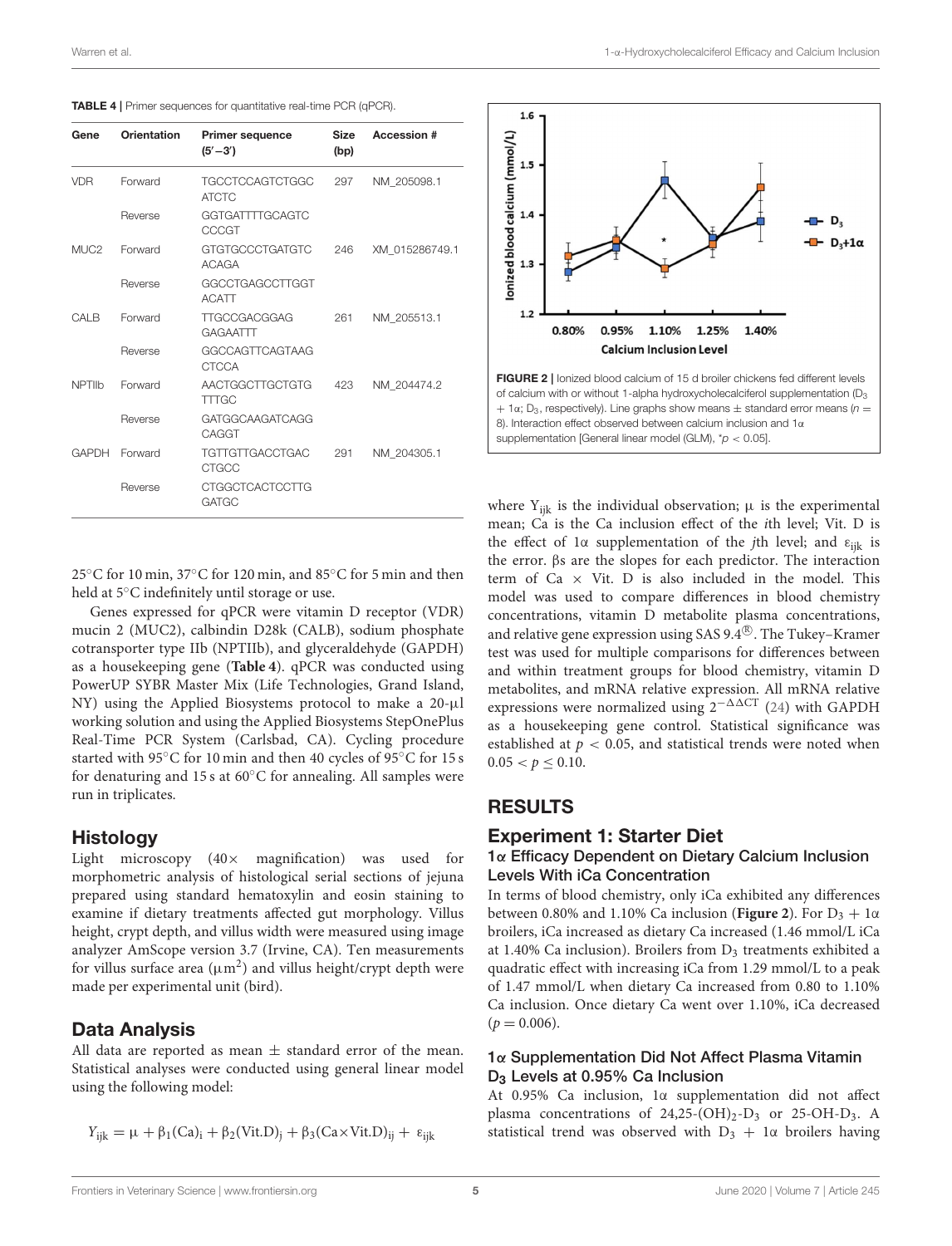**TABLE 4** | Primer sequences for quantitative real-time PCR (qPCR).

| Gene | Orientation | Primer sequence (5′–3′) | Size (bp) | Accession # |
|---|---|---|---|---|
| VDR | Forward | TGCCTCCAGTCTGGC ATCTC | 297 | NM_205098.1 |
| | Reverse | GGTGATTTTGCAGTC CCCGT | | |
| MUC2 | Forward | GTGTGCCCTGATGTC ACAGA | 246 | XM_015286749.1 |
| | Reverse | GGCCTGAGCCTTGGT ACATT | | |
| CALB | Forward | TTGCCGACGGAG GAGAATTT | 261 | NM_205513.1 |
| | Reverse | GGCCAGTTCAGTAAG CTCCA | | |
| NPTIIb | Forward | AACTGGCTTGCTGTG TTTGC | 423 | NM_204474.2 |
| | Reverse | GATGGCAAGATCAGG CAGGT | | |
| GAPDH | Forward | TGTTGTTGACCTGAC CTGCC | 291 | NM_204305.1 |
| | Reverse | CTGGCTCACTCCTTG GATGC | | |

25°C for 10 min, 37°C for 120 min, and 85°C for 5 min and then held at 5°C indefinitely until storage or use.

Genes expressed for qPCR were vitamin D receptor (VDR) mucin 2 (MUC2), calbindin D28k (CALB), sodium phosphate cotransporter type IIb (NPTIIb), and glyceraldehyde (GAPDH) as a housekeeping gene (**Table 4**). qPCR was conducted using PowerUP SYBR Master Mix (Life Technologies, Grand Island, NY) using the Applied Biosystems protocol to make a 20-μl working solution and using the Applied Biosystems StepOnePlus Real-Time PCR System (Carlsbad, CA). Cycling procedure started with 95°C for 10 min and then 40 cycles of 95°C for 15 s for denaturing and 15 s at 60°C for annealing. All samples were run in triplicates.

## Histology

Light microscopy (40× magnification) was used for morphometric analysis of histological serial sections of jejuna prepared using standard hematoxylin and eosin staining to examine if dietary treatments affected gut morphology. Villus height, crypt depth, and villus width were measured using image analyzer AmScope version 3.7 (Irvine, CA). Ten measurements for villus surface area ($\mu m^2$) and villus height/crypt depth were made per experimental unit (bird).

## Data Analysis

All data are reported as mean ± standard error of the mean. Statistical analyses were conducted using general linear model using the following model:

$$Y_{ijk} = \mu + \beta_1(Ca)_i + \beta_2(Vit.D)_j + \beta_3(Ca \times Vit.D)_{ij} + \varepsilon_{ijk}$$

where $Y_{ijk}$ is the individual observation; μ is the experimental mean; Ca is the Ca inclusion effect of the *i*th level; Vit. D is the effect of 1α supplementation of the *j*th level; and $\varepsilon_{ijk}$ is the error. βs are the slopes for each predictor. The interaction term of Ca × Vit. D is also included in the model. This model was used to compare differences in blood chemistry concentrations, vitamin D metabolite plasma concentrations, and relative gene expression using SAS 9.4®. The Tukey–Kramer test was used for multiple comparisons for differences between and within treatment groups for blood chemistry, vitamin D metabolites, and mRNA relative expression. All mRNA relative expressions were normalized using $2^{-\Delta\Delta CT}$ (24) with GAPDH as a housekeeping gene control. Statistical significance was established at $p < 0.05$, and statistical trends were noted when $0.05 < p \leq 0.10$.

**FIGURE 2** | Ionized blood calcium of 15 d broiler chickens fed different levels of calcium with or without 1-alpha hydroxycholecalciferol supplementation ($D_3 + 1\alpha$; $D_3$, respectively). Line graphs show means ± standard error means ($n = 8$). Interaction effect observed between calcium inclusion and 1α supplementation [General linear model (GLM), $^*p < 0.05$].

# RESULTS

## Experiment 1: Starter Diet

### 1α Efficacy Dependent on Dietary Calcium Inclusion Levels With iCa Concentration

In terms of blood chemistry, only iCa exhibited any differences between 0.80% and 1.10% Ca inclusion (**Figure 2**). For $D_3 + 1\alpha$ broilers, iCa increased as dietary Ca increased (1.46 mmol/L iCa at 1.40% Ca inclusion). Broilers from $D_3$ treatments exhibited a quadratic effect with increasing iCa from 1.29 mmol/L to a peak of 1.47 mmol/L when dietary Ca increased from 0.80 to 1.10% Ca inclusion. Once dietary Ca went over 1.10%, iCa decreased ($p = 0.006$).

### 1α Supplementation Did Not Affect Plasma Vitamin $D_3$ Levels at 0.95% Ca Inclusion

At 0.95% Ca inclusion, 1α supplementation did not affect plasma concentrations of 24,25-$(OH)_2$-$D_3$ or 25-OH-$D_3$. A statistical trend was observed with $D_3 + 1\alpha$ broilers having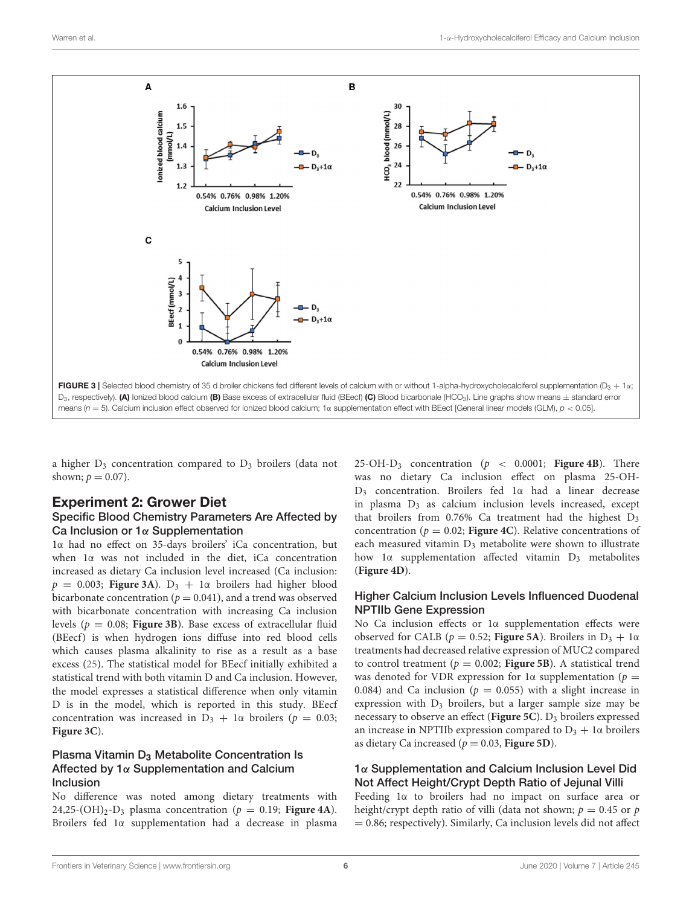FIGURE 3 | Selected blood chemistry of 35 d broiler chickens fed different levels of calcium with or without 1-alpha-hydroxycholecalciferol supplementation ($D_3$ + 1α; $D_3$, respectively). **(A)** Ionized blood calcium **(B)** Base excess of extracellular fluid (BEecf) **(C)** Blood bicarbonale ($HCO_3$). Line graphs show means ± standard error means ($n$ = 5). Calcium inclusion effect observed for ionized blood calcium; 1α supplementation effect with BEect [General linear models (GLM), $p < 0.05$].

a higher $D_3$ concentration compared to $D_3$ broilers (data not shown; $p = 0.07$).

## Experiment 2: Grower Diet

### Specific Blood Chemistry Parameters Are Affected by Ca Inclusion or 1α Supplementation

1α had no effect on 35-days broilers' iCa concentration, but when 1α was not included in the diet, iCa concentration increased as dietary Ca inclusion level increased (Ca inclusion: $p = 0.003$; **Figure 3A**). $D_3$ + 1α broilers had higher blood bicarbonate concentration ($p = 0.041$), and a trend was observed with bicarbonate concentration with increasing Ca inclusion levels ($p = 0.08$; **Figure 3B**). Base excess of extracellular fluid (BEecf) is when hydrogen ions diffuse into red blood cells which causes plasma alkalinity to rise as a result as a base excess (25). The statistical model for BEecf initially exhibited a statistical trend with both vitamin D and Ca inclusion. However, the model expresses a statistical difference when only vitamin D is in the model, which is reported in this study. BEecf concentration was increased in $D_3$ + 1α broilers ($p = 0.03$; **Figure 3C**).

### Plasma Vitamin $D_3$ Metabolite Concentration Is Affected by 1α Supplementation and Calcium Inclusion

No difference was noted among dietary treatments with 24,25-$(OH)_2$-$D_3$ plasma concentration ($p = 0.19$; **Figure 4A**). Broilers fed 1α supplementation had a decrease in plasma 25-OH-$D_3$ concentration ($p < 0.0001$; **Figure 4B**). There was no dietary Ca inclusion effect on plasma 25-OH-$D_3$ concentration. Broilers fed 1α had a linear decrease in plasma $D_3$ as calcium inclusion levels increased, except that broilers from 0.76% Ca treatment had the highest $D_3$ concentration ($p = 0.02$; **Figure 4C**). Relative concentrations of each measured vitamin $D_3$ metabolite were shown to illustrate how 1α supplementation affected vitamin $D_3$ metabolites (**Figure 4D**).

### Higher Calcium Inclusion Levels Influenced Duodenal NPTIIb Gene Expression

No Ca inclusion effects or 1α supplementation effects were observed for CALB ($p = 0.52$; **Figure 5A**). Broilers in $D_3$ + 1α treatments had decreased relative expression of MUC2 compared to control treatment ($p = 0.002$; **Figure 5B**). A statistical trend was denoted for VDR expression for 1α supplementation ($p = 0.084$) and Ca inclusion ($p = 0.055$) with a slight increase in expression with $D_3$ broilers, but a larger sample size may be necessary to observe an effect (**Figure 5C**). $D_3$ broilers expressed an increase in NPTIIb expression compared to $D_3$ + 1α broilers as dietary Ca increased ($p = 0.03$, **Figure 5D**).

### 1α Supplementation and Calcium Inclusion Level Did Not Affect Height/Crypt Depth Ratio of Jejunal Villi

Feeding 1α to broilers had no impact on surface area or height/crypt depth ratio of villi (data not shown; $p = 0.45$ or $p = 0.86$; respectively). Similarly, Ca inclusion levels did not affect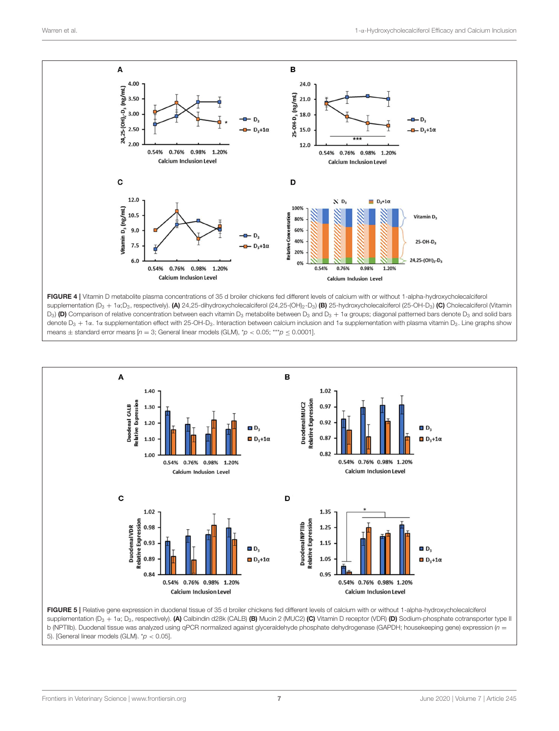**FIGURE 4** | Vitamin D metabolite plasma concentrations of 35 d broiler chickens fed different levels of calcium with or without 1-alpha-hydroxycholecalciferol supplementation ($D_3 + 1\alpha$;$D_3$, respectively). **(A)** 24,25-dihydroxycholecalciferol (24,25-$(OH)_2$-$D_3$) **(B)** 25-hydroxycholecalciferol (25-OH-$D_3$) **(C)** Cholecalciferol (Vitamin $D_3$) **(D)** Comparison of relative concentration between each vitamin $D_3$ metabolite between $D_3$ and $D_3 + 1\alpha$ groups; diagonal patterned bars denote $D_3$ and solid bars denote $D_3 + 1\alpha$. 1α supplementation effect with 25-OH-$D_3$. Interaction between calcium inclusion and 1α supplementation with plasma vitamin $D_3$. Line graphs show means ± standard error means [$n = 3$; General linear models (GLM), $^*p < 0.05$; $^{***}p \leq 0.0001$].

**FIGURE 5** | Relative gene expression in duodenal tissue of 35 d broiler chickens fed different levels of calcium with or without 1-alpha-hydroxycholecalciferol supplementation ($D_3 + 1\alpha$; $D_3$, respectively). **(A)** Calbindin d28k (CALB) **(B)** Mucin 2 (MUC2) **(C)** Vitamin D receptor (VDR) **(D)** Sodium-phosphate cotransporter type II b (NPTIIb). Duodenal tissue was analyzed using qPCR normalized against glyceraldehyde phosphate dehydrogenase (GAPDH; housekeeping gene) expression ($n = 5$). [General linear models (GLM). $^*p < 0.05$].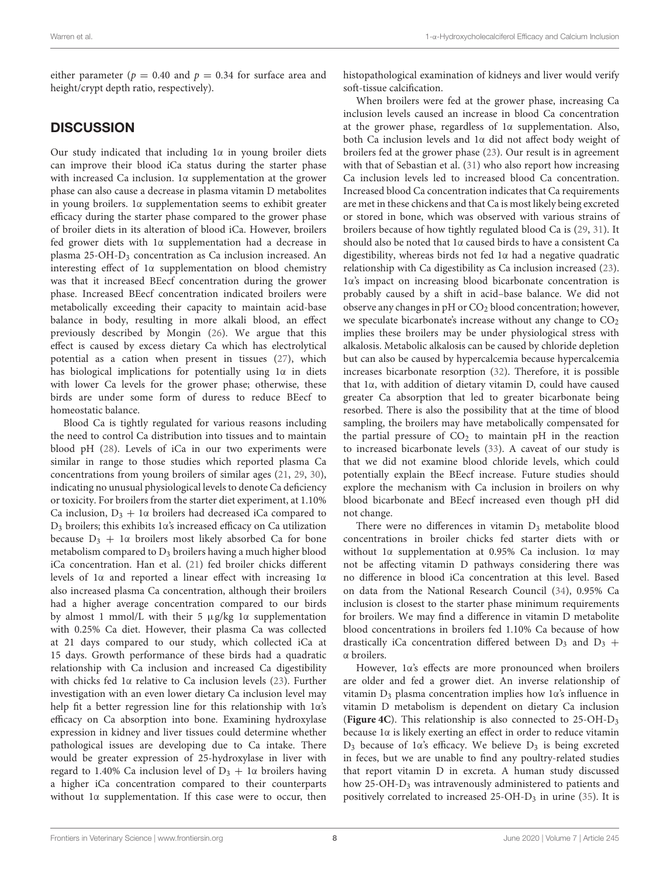either parameter ($p = 0.40$ and $p = 0.34$ for surface area and height/crypt depth ratio, respectively).

## DISCUSSION

Our study indicated that including 1α in young broiler diets can improve their blood iCa status during the starter phase with increased Ca inclusion. 1α supplementation at the grower phase can also cause a decrease in plasma vitamin D metabolites in young broilers. 1α supplementation seems to exhibit greater efficacy during the starter phase compared to the grower phase of broiler diets in its alteration of blood iCa. However, broilers fed grower diets with 1α supplementation had a decrease in plasma 25-OH-$D_3$ concentration as Ca inclusion increased. An interesting effect of 1α supplementation on blood chemistry was that it increased BEecf concentration during the grower phase. Increased BEecf concentration indicated broilers were metabolically exceeding their capacity to maintain acid-base balance in body, resulting in more alkali blood, an effect previously described by Mongin (26). We argue that this effect is caused by excess dietary Ca which has electrolytical potential as a cation when present in tissues (27), which has biological implications for potentially using 1α in diets with lower Ca levels for the grower phase; otherwise, these birds are under some form of duress to reduce BEecf to homeostatic balance.

Blood Ca is tightly regulated for various reasons including the need to control Ca distribution into tissues and to maintain blood pH (28). Levels of iCa in our two experiments were similar in range to those studies which reported plasma Ca concentrations from young broilers of similar ages (21, 29, 30), indicating no unusual physiological levels to denote Ca deficiency or toxicity. For broilers from the starter diet experiment, at 1.10% Ca inclusion, $D_3$ + 1α broilers had decreased iCa compared to $D_3$ broilers; this exhibits 1α's increased efficacy on Ca utilization because $D_3$ + 1α broilers most likely absorbed Ca for bone metabolism compared to $D_3$ broilers having a much higher blood iCa concentration. Han et al. (21) fed broiler chicks different levels of 1α and reported a linear effect with increasing 1α also increased plasma Ca concentration, although their broilers had a higher average concentration compared to our birds by almost 1 mmol/L with their 5 μg/kg 1α supplementation with 0.25% Ca diet. However, their plasma Ca was collected at 21 days compared to our study, which collected iCa at 15 days. Growth performance of these birds had a quadratic relationship with Ca inclusion and increased Ca digestibility with chicks fed 1α relative to Ca inclusion levels (23). Further investigation with an even lower dietary Ca inclusion level may help fit a better regression line for this relationship with 1α's efficacy on Ca absorption into bone. Examining hydroxylase expression in kidney and liver tissues could determine whether pathological issues are developing due to Ca intake. There would be greater expression of 25-hydroxylase in liver with regard to 1.40% Ca inclusion level of $D_3$ + 1α broilers having a higher iCa concentration compared to their counterparts without 1α supplementation. If this case were to occur, then histopathological examination of kidneys and liver would verify soft-tissue calcification.

When broilers were fed at the grower phase, increasing Ca inclusion levels caused an increase in blood Ca concentration at the grower phase, regardless of 1α supplementation. Also, both Ca inclusion levels and 1α did not affect body weight of broilers fed at the grower phase (23). Our result is in agreement with that of Sebastian et al. (31) who also report how increasing Ca inclusion levels led to increased blood Ca concentration. Increased blood Ca concentration indicates that Ca requirements are met in these chickens and that Ca is most likely being excreted or stored in bone, which was observed with various strains of broilers because of how tightly regulated blood Ca is (29, 31). It should also be noted that 1α caused birds to have a consistent Ca digestibility, whereas birds not fed 1α had a negative quadratic relationship with Ca digestibility as Ca inclusion increased (23). 1α's impact on increasing blood bicarbonate concentration is probably caused by a shift in acid–base balance. We did not observe any changes in pH or $CO_2$ blood concentration; however, we speculate bicarbonate's increase without any change to $CO_2$ implies these broilers may be under physiological stress with alkalosis. Metabolic alkalosis can be caused by chloride depletion but can also be caused by hypercalcemia because hypercalcemia increases bicarbonate resorption (32). Therefore, it is possible that 1α, with addition of dietary vitamin D, could have caused greater Ca absorption that led to greater bicarbonate being resorbed. There is also the possibility that at the time of blood sampling, the broilers may have metabolically compensated for the partial pressure of $CO_2$ to maintain pH in the reaction to increased bicarbonate levels (33). A caveat of our study is that we did not examine blood chloride levels, which could potentially explain the BEecf increase. Future studies should explore the mechanism with Ca inclusion in broilers on why blood bicarbonate and BEecf increased even though pH did not change.

There were no differences in vitamin $D_3$ metabolite blood concentrations in broiler chicks fed starter diets with or without 1α supplementation at 0.95% Ca inclusion. 1α may not be affecting vitamin D pathways considering there was no difference in blood iCa concentration at this level. Based on data from the National Research Council (34), 0.95% Ca inclusion is closest to the starter phase minimum requirements for broilers. We may find a difference in vitamin D metabolite blood concentrations in broilers fed 1.10% Ca because of how drastically iCa concentration differed between $D_3$ and $D_3$ + α broilers.

However, 1α's effects are more pronounced when broilers are older and fed a grower diet. An inverse relationship of vitamin $D_3$ plasma concentration implies how 1α's influence in vitamin D metabolism is dependent on dietary Ca inclusion (**Figure 4C**). This relationship is also connected to 25-OH-$D_3$ because 1α is likely exerting an effect in order to reduce vitamin $D_3$ because of 1α's efficacy. We believe $D_3$ is being excreted in feces, but we are unable to find any poultry-related studies that report vitamin D in excreta. A human study discussed how 25-OH-$D_3$ was intravenously administered to patients and positively correlated to increased 25-OH-$D_3$ in urine (35). It is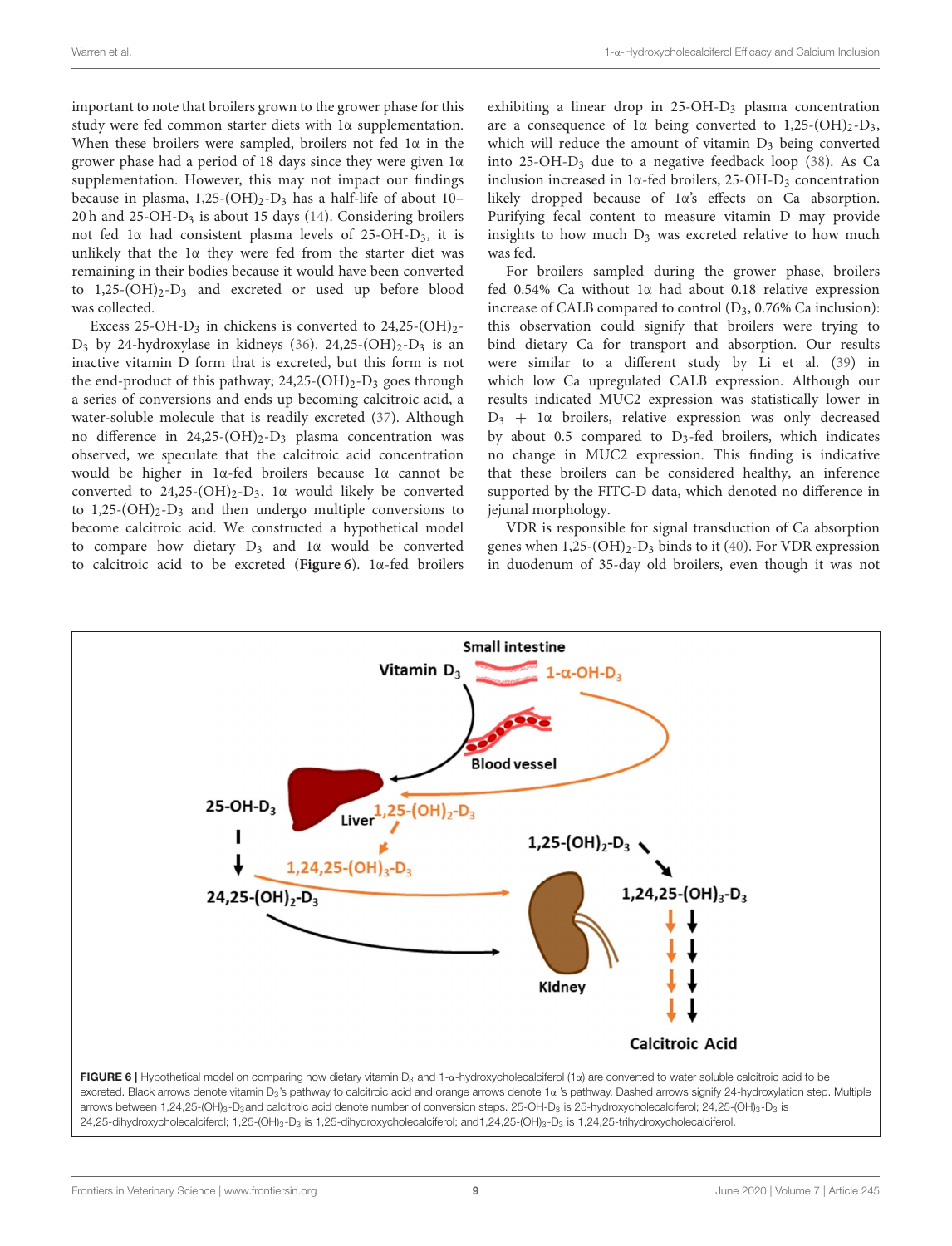important to note that broilers grown to the grower phase for this study were fed common starter diets with 1α supplementation. When these broilers were sampled, broilers not fed 1α in the grower phase had a period of 18 days since they were given 1α supplementation. However, this may not impact our findings because in plasma, 1,25-$(OH)_2$-$D_3$ has a half-life of about 10–20 h and 25-OH-$D_3$ is about 15 days (14). Considering broilers not fed 1α had consistent plasma levels of 25-OH-$D_3$, it is unlikely that the 1α they were fed from the starter diet was remaining in their bodies because it would have been converted to 1,25-$(OH)_2$-$D_3$ and excreted or used up before blood was collected.

Excess 25-OH-$D_3$ in chickens is converted to 24,25-$(OH)_2$-$D_3$ by 24-hydroxylase in kidneys (36). 24,25-$(OH)_2$-$D_3$ is an inactive vitamin D form that is excreted, but this form is not the end-product of this pathway; 24,25-$(OH)_2$-$D_3$ goes through a series of conversions and ends up becoming calcitroic acid, a water-soluble molecule that is readily excreted (37). Although no difference in 24,25-$(OH)_2$-$D_3$ plasma concentration was observed, we speculate that the calcitroic acid concentration would be higher in 1α-fed broilers because 1α cannot be converted to 24,25-$(OH)_2$-$D_3$. 1α would likely be converted to 1,25-$(OH)_2$-$D_3$ and then undergo multiple conversions to become calcitroic acid. We constructed a hypothetical model to compare how dietary $D_3$ and 1α would be converted to calcitroic acid to be excreted (**Figure 6**). 1α-fed broilers exhibiting a linear drop in 25-OH-$D_3$ plasma concentration are a consequence of 1α being converted to 1,25-$(OH)_2$-$D_3$, which will reduce the amount of vitamin $D_3$ being converted into 25-OH-$D_3$ due to a negative feedback loop (38). As Ca inclusion increased in 1α-fed broilers, 25-OH-$D_3$ concentration likely dropped because of 1α's effects on Ca absorption. Purifying fecal content to measure vitamin D may provide insights to how much $D_3$ was excreted relative to how much was fed.

For broilers sampled during the grower phase, broilers fed 0.54% Ca without 1α had about 0.18 relative expression increase of CALB compared to control ($D_3$, 0.76% Ca inclusion): this observation could signify that broilers were trying to bind dietary Ca for transport and absorption. Our results were similar to a different study by Li et al. (39) in which low Ca upregulated CALB expression. Although our results indicated MUC2 expression was statistically lower in $D_3$ + 1α broilers, relative expression was only decreased by about 0.5 compared to $D_3$-fed broilers, which indicates no change in MUC2 expression. This finding is indicative that these broilers can be considered healthy, an inference supported by the FITC-D data, which denoted no difference in jejunal morphology.

VDR is responsible for signal transduction of Ca absorption genes when 1,25-$(OH)_2$-$D_3$ binds to it (40). For VDR expression in duodenum of 35-day old broilers, even though it was not

**FIGURE 6** | Hypothetical model on comparing how dietary vitamin $D_3$ and 1-α-hydroxycholecalciferol (1α) are converted to water soluble calcitroic acid to be excreted. Black arrows denote vitamin $D_3$'s pathway to calcitroic acid and orange arrows denote 1α 's pathway. Dashed arrows signify 24-hydroxylation step. Multiple arrows between 1,24,25-$(OH)_3$-$D_3$and calcitroic acid denote number of conversion steps. 25-OH-$D_3$ is 25-hydroxycholecalciferol; 24,25-$(OH)_3$-$D_3$ is 24,25-dihydroxycholecalciferol; 1,25-$(OH)_3$-$D_3$ is 1,25-dihydroxycholecalciferol; and1,24,25-$(OH)_3$-$D_3$ is 1,24,25-trihydroxycholecalciferol.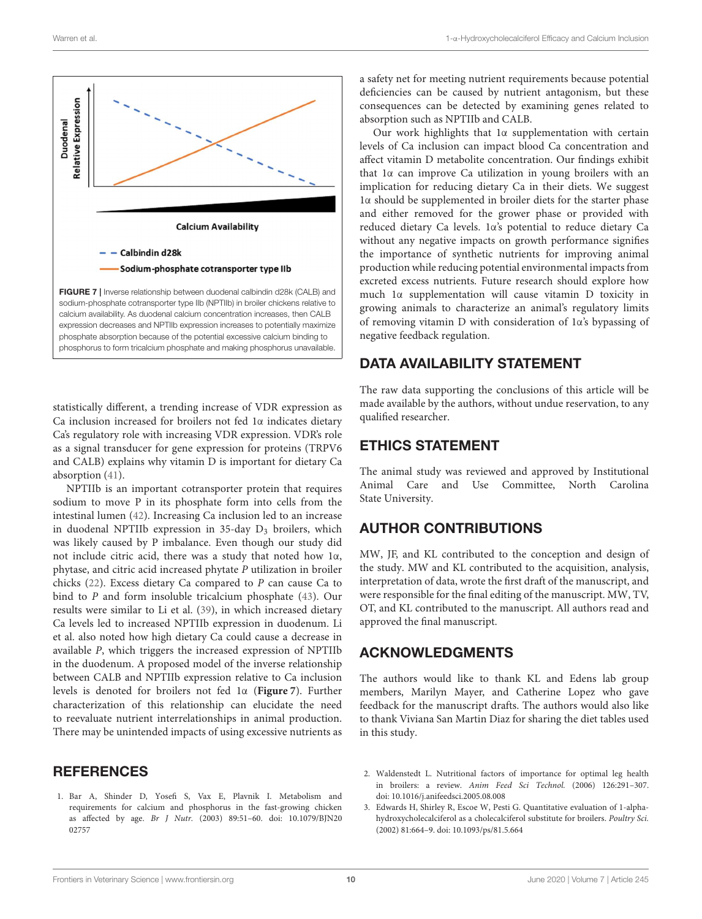FIGURE 7 | Inverse relationship between duodenal calbindin d28k (CALB) and sodium-phosphate cotransporter type IIb (NPTIIb) in broiler chickens relative to calcium availability. As duodenal calcium concentration increases, then CALB expression decreases and NPTIIb expression increases to potentially maximize phosphate absorption because of the potential excessive calcium binding to phosphorus to form tricalcium phosphate and making phosphorus unavailable.

statistically different, a trending increase of VDR expression as Ca inclusion increased for broilers not fed 1α indicates dietary Ca's regulatory role with increasing VDR expression. VDR's role as a signal transducer for gene expression for proteins (TRPV6 and CALB) explains why vitamin D is important for dietary Ca absorption (41).

NPTIIb is an important cotransporter protein that requires sodium to move P in its phosphate form into cells from the intestinal lumen (42). Increasing Ca inclusion led to an increase in duodenal NPTIIb expression in 35-day $D_3$ broilers, which was likely caused by P imbalance. Even though our study did not include citric acid, there was a study that noted how 1α, phytase, and citric acid increased phytate *P* utilization in broiler chicks (22). Excess dietary Ca compared to *P* can cause Ca to bind to *P* and form insoluble tricalcium phosphate (43). Our results were similar to Li et al. (39), in which increased dietary Ca levels led to increased NPTIIb expression in duodenum. Li et al. also noted how high dietary Ca could cause a decrease in available *P*, which triggers the increased expression of NPTIIb in the duodenum. A proposed model of the inverse relationship between CALB and NPTIIb expression relative to Ca inclusion levels is denoted for broilers not fed 1α (**Figure 7**). Further characterization of this relationship can elucidate the need to reevaluate nutrient interrelationships in animal production. There may be unintended impacts of using excessive nutrients as a safety net for meeting nutrient requirements because potential deficiencies can be caused by nutrient antagonism, but these consequences can be detected by examining genes related to absorption such as NPTIIb and CALB.

Our work highlights that 1α supplementation with certain levels of Ca inclusion can impact blood Ca concentration and affect vitamin D metabolite concentration. Our findings exhibit that 1α can improve Ca utilization in young broilers with an implication for reducing dietary Ca in their diets. We suggest 1α should be supplemented in broiler diets for the starter phase and either removed for the grower phase or provided with reduced dietary Ca levels. 1α's potential to reduce dietary Ca without any negative impacts on growth performance signifies the importance of synthetic nutrients for improving animal production while reducing potential environmental impacts from excreted excess nutrients. Future research should explore how much 1α supplementation will cause vitamin D toxicity in growing animals to characterize an animal's regulatory limits of removing vitamin D with consideration of 1α's bypassing of negative feedback regulation.

## DATA AVAILABILITY STATEMENT

The raw data supporting the conclusions of this article will be made available by the authors, without undue reservation, to any qualified researcher.

## ETHICS STATEMENT

The animal study was reviewed and approved by Institutional Animal Care and Use Committee, North Carolina State University.

## AUTHOR CONTRIBUTIONS

MW, JF, and KL contributed to the conception and design of the study. MW and KL contributed to the acquisition, analysis, interpretation of data, wrote the first draft of the manuscript, and were responsible for the final editing of the manuscript. MW, TV, OT, and KL contributed to the manuscript. All authors read and approved the final manuscript.

## ACKNOWLEDGMENTS

The authors would like to thank KL and Edens lab group members, Marilyn Mayer, and Catherine Lopez who gave feedback for the manuscript drafts. The authors would also like to thank Viviana San Martin Diaz for sharing the diet tables used in this study.

## REFERENCES

1. Bar A, Shinder D, Yosefi S, Vax E, Plavnik I. Metabolism and requirements for calcium and phosphorus in the fast-growing chicken as affected by age. *Br J Nutr.* (2003) 89:51–60. doi: 10.1079/BJN2002757
2. Waldenstedt L. Nutritional factors of importance for optimal leg health in broilers: a review. *Anim Feed Sci Technol.* (2006) 126:291–307. doi: 10.1016/j.anifeedsci.2005.08.008
3. Edwards H, Shirley R, Escoe W, Pesti G. Quantitative evaluation of 1-alpha-hydroxycholecalciferol as a cholecalciferol substitute for broilers. *Poultry Sci.* (2002) 81:664–9. doi: 10.1093/ps/81.5.664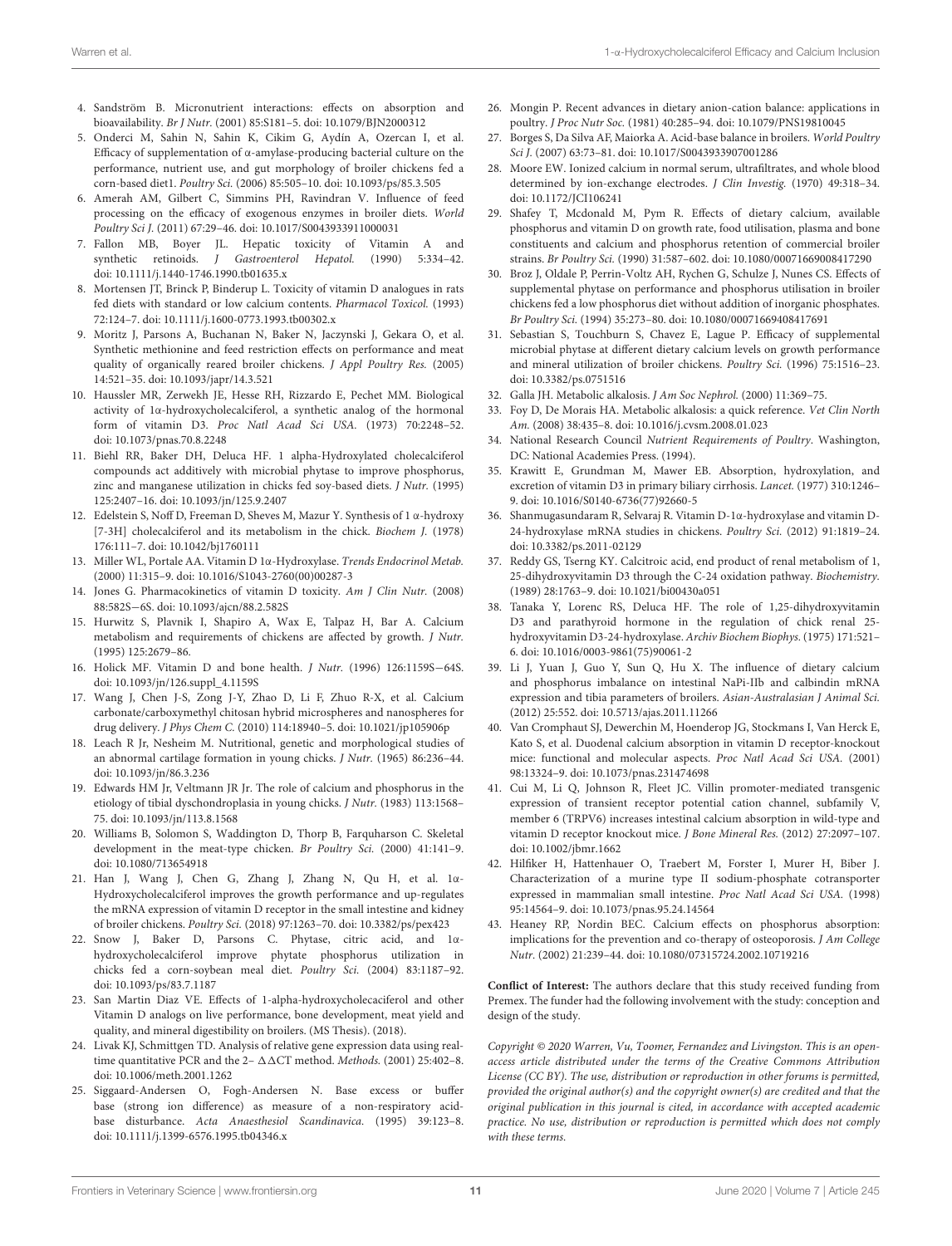4. Sandström B. Micronutrient interactions: effects on absorption and bioavailability. *Br J Nutr.* (2001) 85:S181–5. doi: 10.1079/BJN2000312
5. Onderci M, Sahin N, Sahin K, Cikim G, Aydín A, Ozercan I, et al. Efficacy of supplementation of α-amylase-producing bacterial culture on the performance, nutrient use, and gut morphology of broiler chickens fed a corn-based diet1. *Poultry Sci.* (2006) 85:505–10. doi: 10.1093/ps/85.3.505
6. Amerah AM, Gilbert C, Simmins PH, Ravindran V. Influence of feed processing on the efficacy of exogenous enzymes in broiler diets. *World Poultry Sci J.* (2011) 67:29–46. doi: 10.1017/S0043933911000031
7. Fallon MB, Boyer JL. Hepatic toxicity of Vitamin A and synthetic retinoids. *J Gastroenterol Hepatol.* (1990) 5:334–42. doi: 10.1111/j.1440-1746.1990.tb01635.x
8. Mortensen JT, Brinck P, Binderup L. Toxicity of vitamin D analogues in rats fed diets with standard or low calcium contents. *Pharmacol Toxicol.* (1993) 72:124–7. doi: 10.1111/j.1600-0773.1993.tb00302.x
9. Moritz J, Parsons A, Buchanan N, Baker N, Jaczynski J, Gekara O, et al. Synthetic methionine and feed restriction effects on performance and meat quality of organically reared broiler chickens. *J Appl Poultry Res.* (2005) 14:521–35. doi: 10.1093/japr/14.3.521
10. Haussler MR, Zerwekh JE, Hesse RH, Rizzardo E, Pechet MM. Biological activity of 1α-hydroxycholecalciferol, a synthetic analog of the hormonal form of vitamin D3. *Proc Natl Acad Sci USA.* (1973) 70:2248–52. doi: 10.1073/pnas.70.8.2248
11. Biehl RR, Baker DH, Deluca HF. 1 alpha-Hydroxylated cholecalciferol compounds act additively with microbial phytase to improve phosphorus, zinc and manganese utilization in chicks fed soy-based diets. *J Nutr.* (1995) 125:2407–16. doi: 10.1093/jn/125.9.2407
12. Edelstein S, Noff D, Freeman D, Sheves M, Mazur Y. Synthesis of 1 α-hydroxy [7-3H] cholecalciferol and its metabolism in the chick. *Biochem J.* (1978) 176:111–7. doi: 10.1042/bj1760111
13. Miller WL, Portale AA. Vitamin D 1α-Hydroxylase. *Trends Endocrinol Metab.* (2000) 11:315–9. doi: 10.1016/S1043-2760(00)00287-3
14. Jones G. Pharmacokinetics of vitamin D toxicity. *Am J Clin Nutr.* (2008) 88:582S−6S. doi: 10.1093/ajcn/88.2.582S
15. Hurwitz S, Plavnik I, Shapiro A, Wax E, Talpaz H, Bar A. Calcium metabolism and requirements of chickens are affected by growth. *J Nutr.* (1995) 125:2679–86.
16. Holick MF. Vitamin D and bone health. *J Nutr.* (1996) 126:1159S−64S. doi: 10.1093/jn/126.suppl_4.1159S
17. Wang J, Chen J-S, Zong J-Y, Zhao D, Li F, Zhuo R-X, et al. Calcium carbonate/carboxymethyl chitosan hybrid microspheres and nanospheres for drug delivery. *J Phys Chem C.* (2010) 114:18940–5. doi: 10.1021/jp105906p
18. Leach R Jr, Nesheim M. Nutritional, genetic and morphological studies of an abnormal cartilage formation in young chicks. *J Nutr.* (1965) 86:236–44. doi: 10.1093/jn/86.3.236
19. Edwards HM Jr, Veltmann JR Jr. The role of calcium and phosphorus in the etiology of tibial dyschondroplasia in young chicks. *J Nutr.* (1983) 113:1568–75. doi: 10.1093/jn/113.8.1568
20. Williams B, Solomon S, Waddington D, Thorp B, Farquharson C. Skeletal development in the meat-type chicken. *Br Poultry Sci.* (2000) 41:141–9. doi: 10.1080/713654918
21. Han J, Wang J, Chen G, Zhang J, Zhang N, Qu H, et al. 1α-Hydroxycholecalciferol improves the growth performance and up-regulates the mRNA expression of vitamin D receptor in the small intestine and kidney of broiler chickens. *Poultry Sci.* (2018) 97:1263–70. doi: 10.3382/ps/pex423
22. Snow J, Baker D, Parsons C. Phytase, citric acid, and 1α-hydroxycholecalciferol improve phytate phosphorus utilization in chicks fed a corn-soybean meal diet. *Poultry Sci.* (2004) 83:1187–92. doi: 10.1093/ps/83.7.1187
23. San Martin Diaz VE. Effects of 1-alpha-hydroxycholecaciferol and other Vitamin D analogs on live performance, bone development, meat yield and quality, and mineral digestibility on broilers. (MS Thesis). (2018).
24. Livak KJ, Schmittgen TD. Analysis of relative gene expression data using real-time quantitative PCR and the 2− ΔΔCT method. *Methods.* (2001) 25:402–8. doi: 10.1006/meth.2001.1262
25. Siggaard-Andersen O, Fogh-Andersen N. Base excess or buffer base (strong ion difference) as measure of a non-respiratory acid-base disturbance. *Acta Anaesthesiol Scandinavica.* (1995) 39:123–8. doi: 10.1111/j.1399-6576.1995.tb04346.x
26. Mongin P. Recent advances in dietary anion-cation balance: applications in poultry. *J Proc Nutr Soc.* (1981) 40:285–94. doi: 10.1079/PNS19810045
27. Borges S, Da Silva AF, Maiorka A. Acid-base balance in broilers. *World Poultry Sci J.* (2007) 63:73–81. doi: 10.1017/S0043933907001286
28. Moore EW. Ionized calcium in normal serum, ultrafiltrates, and whole blood determined by ion-exchange electrodes. *J Clin Investig.* (1970) 49:318–34. doi: 10.1172/JCI106241
29. Shafey T, Mcdonald M, Pym R. Effects of dietary calcium, available phosphorus and vitamin D on growth rate, food utilisation, plasma and bone constituents and calcium and phosphorus retention of commercial broiler strains. *Br Poultry Sci.* (1990) 31:587–602. doi: 10.1080/00071669008417290
30. Broz J, Oldale P, Perrin-Voltz AH, Rychen G, Schulze J, Nunes CS. Effects of supplemental phytase on performance and phosphorus utilisation in broiler chickens fed a low phosphorus diet without addition of inorganic phosphates. *Br Poultry Sci.* (1994) 35:273–80. doi: 10.1080/00071669408417691
31. Sebastian S, Touchburn S, Chavez E, Lague P. Efficacy of supplemental microbial phytase at different dietary calcium levels on growth performance and mineral utilization of broiler chickens. *Poultry Sci.* (1996) 75:1516–23. doi: 10.3382/ps.0751516
32. Galla JH. Metabolic alkalosis. *J Am Soc Nephrol.* (2000) 11:369–75.
33. Foy D, De Morais HA. Metabolic alkalosis: a quick reference. *Vet Clin North Am.* (2008) 38:435–8. doi: 10.1016/j.cvsm.2008.01.023
34. National Research Council *Nutrient Requirements of Poultry*. Washington, DC: National Academies Press. (1994).
35. Krawitt E, Grundman M, Mawer EB. Absorption, hydroxylation, and excretion of vitamin D3 in primary biliary cirrhosis. *Lancet.* (1977) 310:1246–9. doi: 10.1016/S0140-6736(77)92660-5
36. Shanmugasundaram R, Selvaraj R. Vitamin D-1α-hydroxylase and vitamin D-24-hydroxylase mRNA studies in chickens. *Poultry Sci.* (2012) 91:1819–24. doi: 10.3382/ps.2011-02129
37. Reddy GS, Tserng KY. Calcitroic acid, end product of renal metabolism of 1, 25-dihydroxyvitamin D3 through the C-24 oxidation pathway. *Biochemistry.* (1989) 28:1763–9. doi: 10.1021/bi00430a051
38. Tanaka Y, Lorenc RS, Deluca HF. The role of 1,25-dihydroxyvitamin D3 and parathyroid hormone in the regulation of chick renal 25-hydroxyvitamin D3-24-hydroxylase. *Archiv Biochem Biophys.* (1975) 171:521–6. doi: 10.1016/0003-9861(75)90061-2
39. Li J, Yuan J, Guo Y, Sun Q, Hu X. The influence of dietary calcium and phosphorus imbalance on intestinal NaPi-IIb and calbindin mRNA expression and tibia parameters of broilers. *Asian-Australasian J Animal Sci.* (2012) 25:552. doi: 10.5713/ajas.2011.11266
40. Van Cromphaut SJ, Dewerchin M, Hoenderop JG, Stockmans I, Van Herck E, Kato S, et al. Duodenal calcium absorption in vitamin D receptor-knockout mice: functional and molecular aspects. *Proc Natl Acad Sci USA.* (2001) 98:13324–9. doi: 10.1073/pnas.231474698
41. Cui M, Li Q, Johnson R, Fleet JC. Villin promoter-mediated transgenic expression of transient receptor potential cation channel, subfamily V, member 6 (TRPV6) increases intestinal calcium absorption in wild-type and vitamin D receptor knockout mice. *J Bone Mineral Res.* (2012) 27:2097–107. doi: 10.1002/jbmr.1662
42. Hilfiker H, Hattenhauer O, Traebert M, Forster I, Murer H, Biber J. Characterization of a murine type II sodium-phosphate cotransporter expressed in mammalian small intestine. *Proc Natl Acad Sci USA.* (1998) 95:14564–9. doi: 10.1073/pnas.95.24.14564
43. Heaney RP, Nordin BEC. Calcium effects on phosphorus absorption: implications for the prevention and co-therapy of osteoporosis. *J Am College Nutr.* (2002) 21:239–44. doi: 10.1080/07315724.2002.10719216

**Conflict of Interest:** The authors declare that this study received funding from Premex. The funder had the following involvement with the study: conception and design of the study.

*Copyright © 2020 Warren, Vu, Toomer, Fernandez and Livingston. This is an open-access article distributed under the terms of the Creative Commons Attribution License (CC BY). The use, distribution or reproduction in other forums is permitted, provided the original author(s) and the copyright owner(s) are credited and that the original publication in this journal is cited, in accordance with accepted academic practice. No use, distribution or reproduction is permitted which does not comply with these terms.*